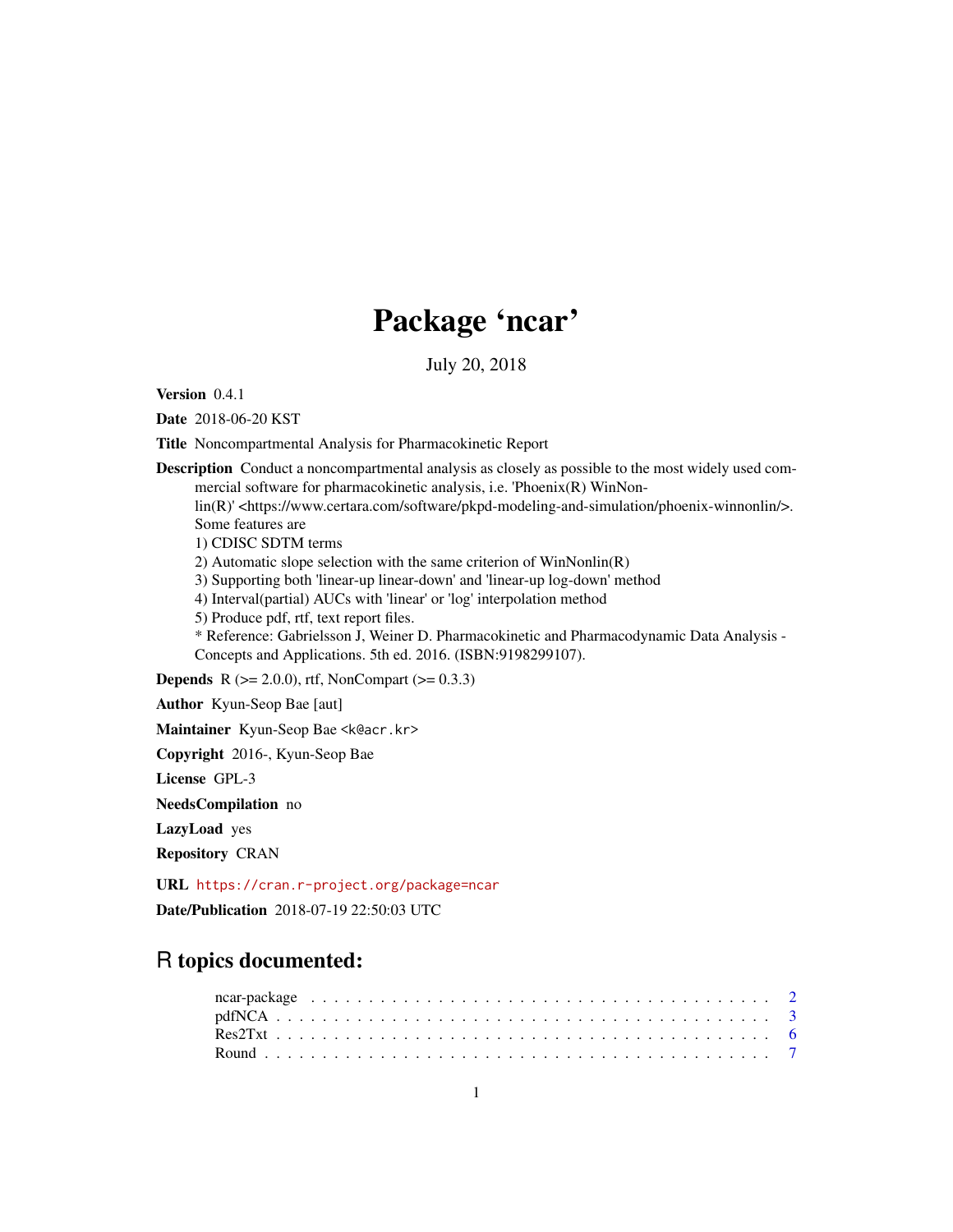# Package 'ncar'

July 20, 2018

**Version** 0.4.1

**Date** 2018-06-20 KST

**Title** Noncompartmental Analysis for Pharmacokinetic Report

**Description** Conduct a noncompartmental analysis as closely as possible to the most widely used commercial software for pharmacokinetic analysis, i.e. 'Phoenix(R) WinNonlin(R)' <https://www.certara.com/software/pkpd-modeling-and-simulation/phoenix-winnonlin/>.
Some features are
1) CDISC SDTM terms
2) Automatic slope selection with the same criterion of WinNonlin(R)
3) Supporting both 'linear-up linear-down' and 'linear-up log-down' method
4) Interval(partial) AUCs with 'linear' or 'log' interpolation method
5) Produce pdf, rtf, text report files.
* Reference: Gabrielsson J, Weiner D. Pharmacokinetic and Pharmacodynamic Data Analysis - Concepts and Applications. 5th ed. 2016. (ISBN:9198299107).

**Depends** R (>= 2.0.0), rtf, NonCompart (>= 0.3.3)

**Author** Kyun-Seop Bae [aut]

**Maintainer** Kyun-Seop Bae <k@acr.kr>

**Copyright** 2016-, Kyun-Seop Bae

**License** GPL-3

**NeedsCompilation** no

**LazyLoad** yes

**Repository** CRAN

**URL** https://cran.r-project.org/package=ncar

**Date/Publication** 2018-07-19 22:50:03 UTC

## R topics documented:

ncar-package . . . . . . . . . . . . . . . . . . . . . . . . . . . . . . . . . . . . . . . . 2
pdfNCA . . . . . . . . . . . . . . . . . . . . . . . . . . . . . . . . . . . . . . . . . . . 3
Res2Txt . . . . . . . . . . . . . . . . . . . . . . . . . . . . . . . . . . . . . . . . . . . 6
Round . . . . . . . . . . . . . . . . . . . . . . . . . . . . . . . . . . . . . . . . . . . . 7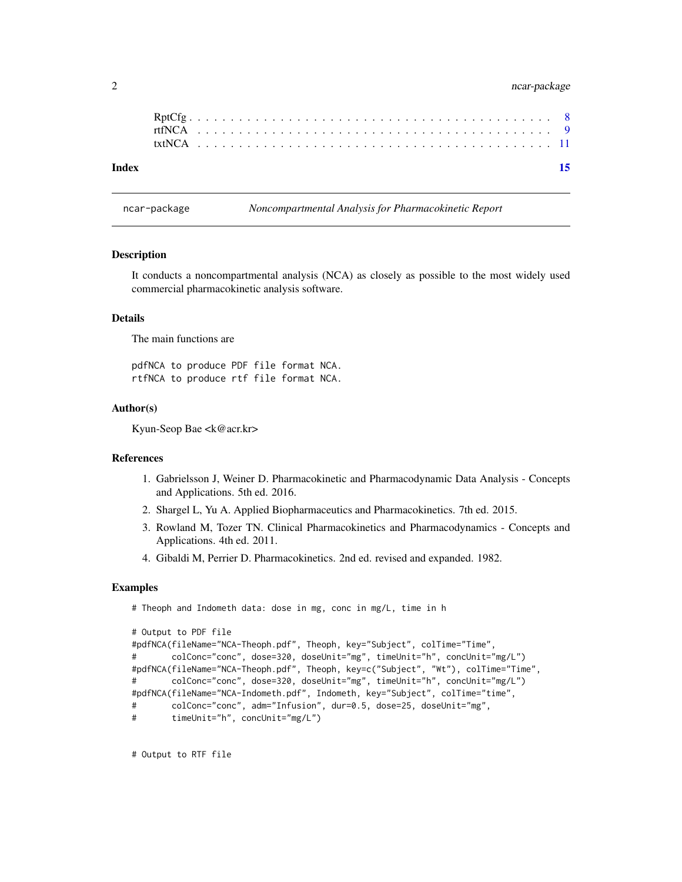RptCfg . . . . . . . . . . . . . . . . . . . . . . . . . . . . . . . . . . . . . . . . 8
rtfNCA . . . . . . . . . . . . . . . . . . . . . . . . . . . . . . . . . . . . . . . . 9
txtNCA . . . . . . . . . . . . . . . . . . . . . . . . . . . . . . . . . . . . . . . . 11

**Index** **15**

---

## ncar-package — *Noncompartmental Analysis for Pharmacokinetic Report*

---

### Description

It conducts a noncompartmental analysis (NCA) as closely as possible to the most widely used commercial pharmacokinetic analysis software.

### Details

The main functions are

```
pdfNCA to produce PDF file format NCA.
rtfNCA to produce rtf file format NCA.
```

### Author(s)

Kyun-Seop Bae <k@acr.kr>

### References

1. Gabrielsson J, Weiner D. Pharmacokinetic and Pharmacodynamic Data Analysis - Concepts and Applications. 5th ed. 2016.
2. Shargel L, Yu A. Applied Biopharmaceutics and Pharmacokinetics. 7th ed. 2015.
3. Rowland M, Tozer TN. Clinical Pharmacokinetics and Pharmacodynamics - Concepts and Applications. 4th ed. 2011.
4. Gibaldi M, Perrier D. Pharmacokinetics. 2nd ed. revised and expanded. 1982.

### Examples

```
# Theoph and Indometh data: dose in mg, conc in mg/L, time in h

# Output to PDF file
#pdfNCA(fileName="NCA-Theoph.pdf", Theoph, key="Subject", colTime="Time",
#       colConc="conc", dose=320, doseUnit="mg", timeUnit="h", concUnit="mg/L")
#pdfNCA(fileName="NCA-Theoph.pdf", Theoph, key=c("Subject", "Wt"), colTime="Time",
#       colConc="conc", dose=320, doseUnit="mg", timeUnit="h", concUnit="mg/L")
#pdfNCA(fileName="NCA-Indometh.pdf", Indometh, key="Subject", colTime="time",
#       colConc="conc", adm="Infusion", dur=0.5, dose=25, doseUnit="mg",
#       timeUnit="h", concUnit="mg/L")


# Output to RTF file
```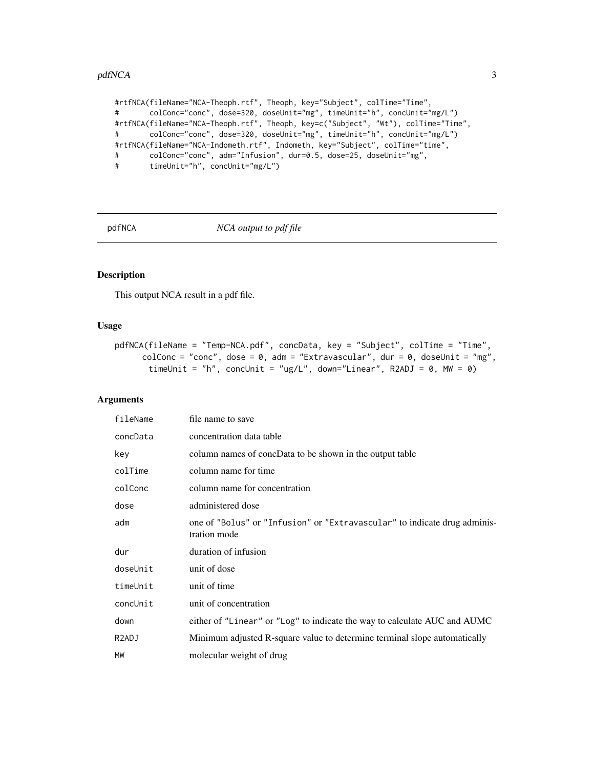```
#rtfNCA(fileName="NCA-Theoph.rtf", Theoph, key="Subject", colTime="Time",
#       colConc="conc", dose=320, doseUnit="mg", timeUnit="h", concUnit="mg/L")
#rtfNCA(fileName="NCA-Theoph.rtf", Theoph, key=c("Subject", "Wt"), colTime="Time",
#       colConc="conc", dose=320, doseUnit="mg", timeUnit="h", concUnit="mg/L")
#rtfNCA(fileName="NCA-Indometh.rtf", Indometh, key="Subject", colTime="time",
#       colConc="conc", adm="Infusion", dur=0.5, dose=25, doseUnit="mg",
#       timeUnit="h", concUnit="mg/L")
```

## pdfNCA *NCA output to pdf file*

### Description

This output NCA result in a pdf file.

### Usage

```
pdfNCA(fileName = "Temp-NCA.pdf", concData, key = "Subject", colTime = "Time",
      colConc = "conc", dose = 0, adm = "Extravascular", dur = 0, doseUnit = "mg",
       timeUnit = "h", concUnit = "ug/L", down="Linear", R2ADJ = 0, MW = 0)
```

### Arguments

| | |
|---|---|
| fileName | file name to save |
| concData | concentration data table |
| key | column names of concData to be shown in the output table |
| colTime | column name for time |
| colConc | column name for concentration |
| dose | administered dose |
| adm | one of "Bolus" or "Infusion" or "Extravascular" to indicate drug administration mode |
| dur | duration of infusion |
| doseUnit | unit of dose |
| timeUnit | unit of time |
| concUnit | unit of concentration |
| down | either of "Linear" or "Log" to indicate the way to calculate AUC and AUMC |
| R2ADJ | Minimum adjusted R-square value to determine terminal slope automatically |
| MW | molecular weight of drug |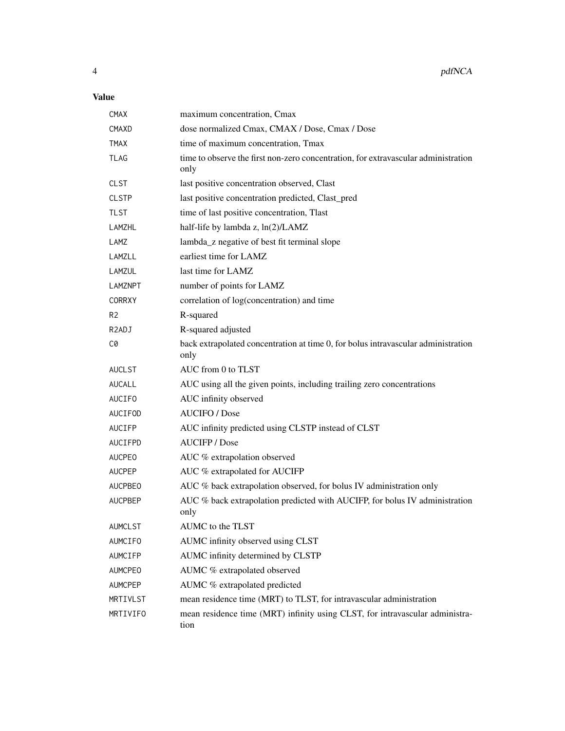## Value

| | |
|---|---|
| CMAX | maximum concentration, Cmax |
| CMAXD | dose normalized Cmax, CMAX / Dose, Cmax / Dose |
| TMAX | time of maximum concentration, Tmax |
| TLAG | time to observe the first non-zero concentration, for extravascular administration only |
| CLST | last positive concentration observed, Clast |
| CLSTP | last positive concentration predicted, Clast_pred |
| TLST | time of last positive concentration, Tlast |
| LAMZHL | half-life by lambda z, ln(2)/LAMZ |
| LAMZ | lambda_z negative of best fit terminal slope |
| LAMZLL | earliest time for LAMZ |
| LAMZUL | last time for LAMZ |
| LAMZNPT | number of points for LAMZ |
| CORRXY | correlation of log(concentration) and time |
| R2 | R-squared |
| R2ADJ | R-squared adjusted |
| C0 | back extrapolated concentration at time 0, for bolus intravascular administration only |
| AUCLST | AUC from 0 to TLST |
| AUCALL | AUC using all the given points, including trailing zero concentrations |
| AUCIFO | AUC infinity observed |
| AUCIFOD | AUCIFO / Dose |
| AUCIFP | AUC infinity predicted using CLSTP instead of CLST |
| AUCIFPD | AUCIFP / Dose |
| AUCPEO | AUC % extrapolation observed |
| AUCPEP | AUC % extrapolated for AUCIFP |
| AUCPBEO | AUC % back extrapolation observed, for bolus IV administration only |
| AUCPBEP | AUC % back extrapolation predicted with AUCIFP, for bolus IV administration only |
| AUMCLST | AUMC to the TLST |
| AUMCIFO | AUMC infinity observed using CLST |
| AUMCIFP | AUMC infinity determined by CLSTP |
| AUMCPEO | AUMC % extrapolated observed |
| AUMCPEP | AUMC % extrapolated predicted |
| MRTIVLST | mean residence time (MRT) to TLST, for intravascular administration |
| MRTIVIFO | mean residence time (MRT) infinity using CLST, for intravascular administration |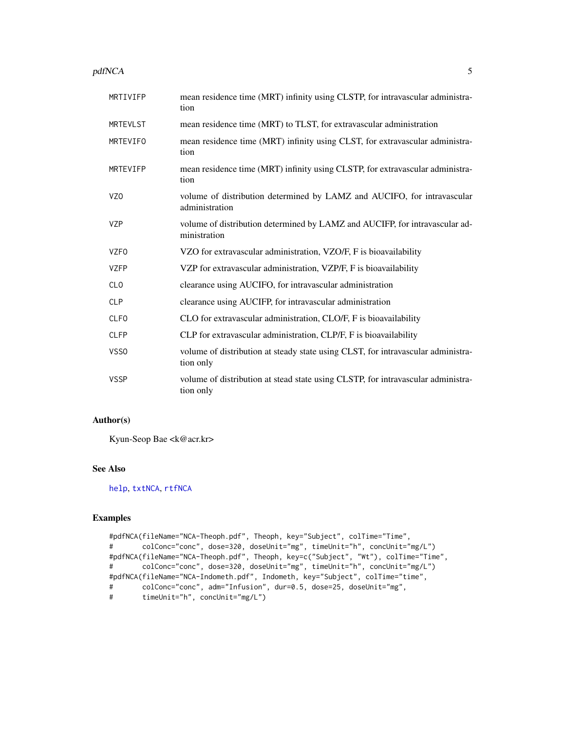| | |
|---|---|
| MRTIVIFP | mean residence time (MRT) infinity using CLSTP, for intravascular administration |
| MRTEVLST | mean residence time (MRT) to TLST, for extravascular administration |
| MRTEVIFO | mean residence time (MRT) infinity using CLST, for extravascular administration |
| MRTEVIFP | mean residence time (MRT) infinity using CLSTP, for extravascular administration |
| VZO | volume of distribution determined by LAMZ and AUCIFO, for intravascular administration |
| VZP | volume of distribution determined by LAMZ and AUCIFP, for intravascular administration |
| VZFO | VZO for extravascular administration, VZO/F, F is bioavailability |
| VZFP | VZP for extravascular administration, VZP/F, F is bioavailability |
| CLO | clearance using AUCIFO, for intravascular administration |
| CLP | clearance using AUCIFP, for intravascular administration |
| CLFO | CLO for extravascular administration, CLO/F, F is bioavailability |
| CLFP | CLP for extravascular administration, CLP/F, F is bioavailability |
| VSSO | volume of distribution at steady state using CLST, for intravascular administration only |
| VSSP | volume of distribution at stead state using CLSTP, for intravascular administration only |

## Author(s)

Kyun-Seop Bae <k@acr.kr>

## See Also

help, txtNCA, rtfNCA

## Examples

```
#pdfNCA(fileName="NCA-Theoph.pdf", Theoph, key="Subject", colTime="Time",
#       colConc="conc", dose=320, doseUnit="mg", timeUnit="h", concUnit="mg/L")
#pdfNCA(fileName="NCA-Theoph.pdf", Theoph, key=c("Subject", "Wt"), colTime="Time",
#       colConc="conc", dose=320, doseUnit="mg", timeUnit="h", concUnit="mg/L")
#pdfNCA(fileName="NCA-Indometh.pdf", Indometh, key="Subject", colTime="time",
#       colConc="conc", adm="Infusion", dur=0.5, dose=25, doseUnit="mg",
#       timeUnit="h", concUnit="mg/L")
```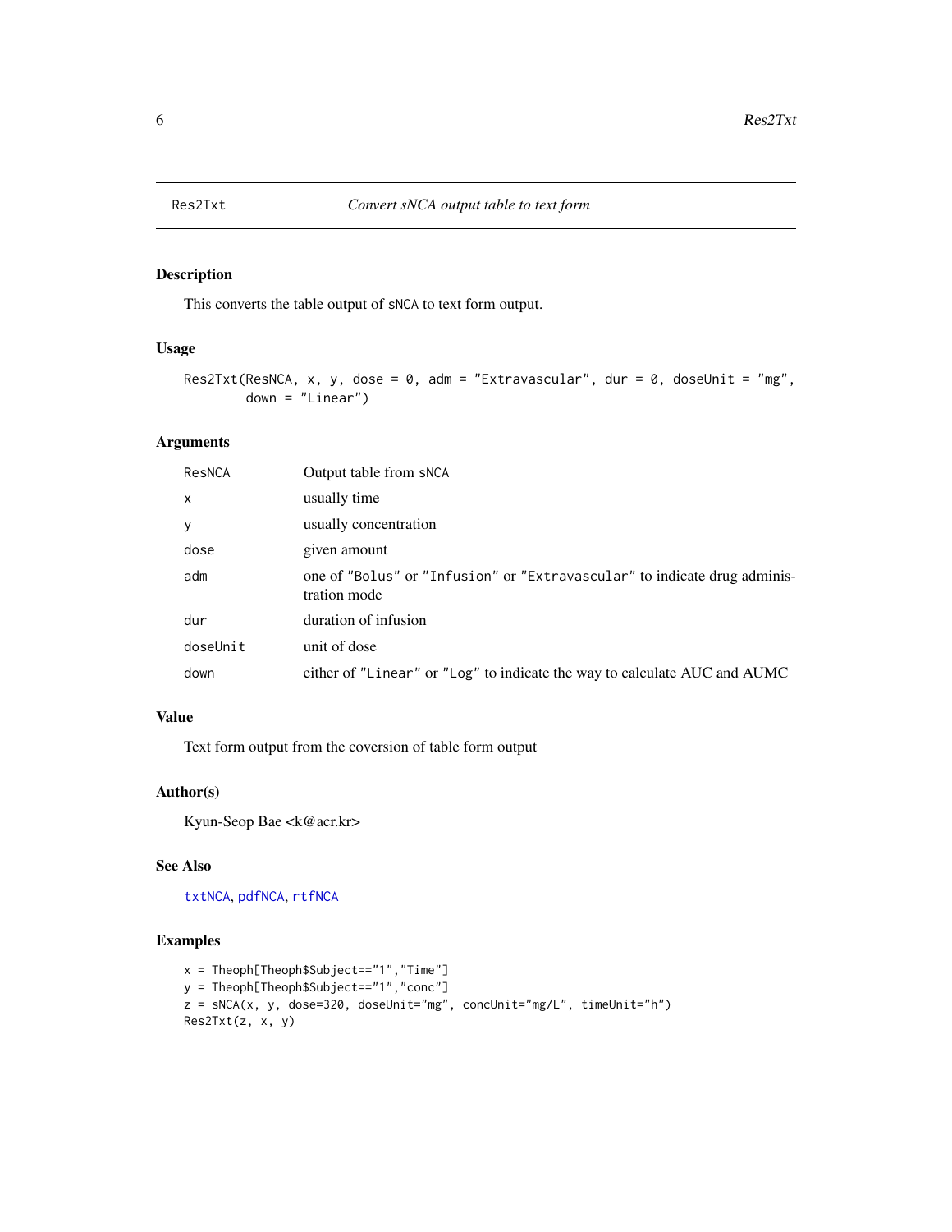# Res2Txt — *Convert sNCA output table to text form*

## Description

This converts the table output of `sNCA` to text form output.

## Usage

```
Res2Txt(ResNCA, x, y, dose = 0, adm = "Extravascular", dur = 0, doseUnit = "mg",
        down = "Linear")
```

## Arguments

| | |
|---|---|
| `ResNCA` | Output table from `sNCA` |
| `x` | usually time |
| `y` | usually concentration |
| `dose` | given amount |
| `adm` | one of `"Bolus"` or `"Infusion"` or `"Extravascular"` to indicate drug administration mode |
| `dur` | duration of infusion |
| `doseUnit` | unit of dose |
| `down` | either of `"Linear"` or `"Log"` to indicate the way to calculate AUC and AUMC |

## Value

Text form output from the coversion of table form output

## Author(s)

Kyun-Seop Bae <k@acr.kr>

## See Also

`txtNCA`, `pdfNCA`, `rtfNCA`

## Examples

```
x = Theoph[Theoph$Subject=="1","Time"]
y = Theoph[Theoph$Subject=="1","conc"]
z = sNCA(x, y, dose=320, doseUnit="mg", concUnit="mg/L", timeUnit="h")
Res2Txt(z, x, y)
```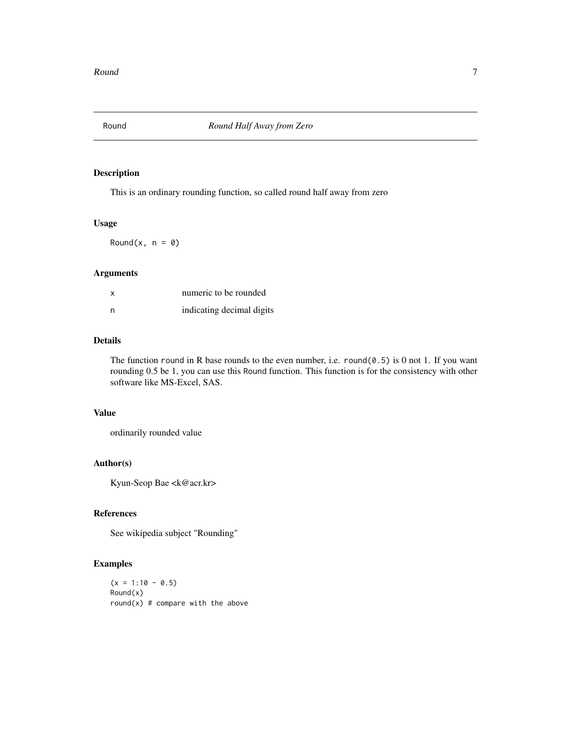## Round — *Round Half Away from Zero*

### Description

This is an ordinary rounding function, so called round half away from zero

### Usage

```
Round(x, n = 0)
```

### Arguments

| | |
|---|---|
| x | numeric to be rounded |
| n | indicating decimal digits |

### Details

The function round in R base rounds to the even number, i.e. `round(0.5)` is 0 not 1. If you want rounding 0.5 be 1, you can use this Round function. This function is for the consistency with other software like MS-Excel, SAS.

### Value

ordinarily rounded value

### Author(s)

Kyun-Seop Bae <k@acr.kr>

### References

See wikipedia subject "Rounding"

### Examples

```
(x = 1:10 - 0.5)
Round(x)
round(x) # compare with the above
```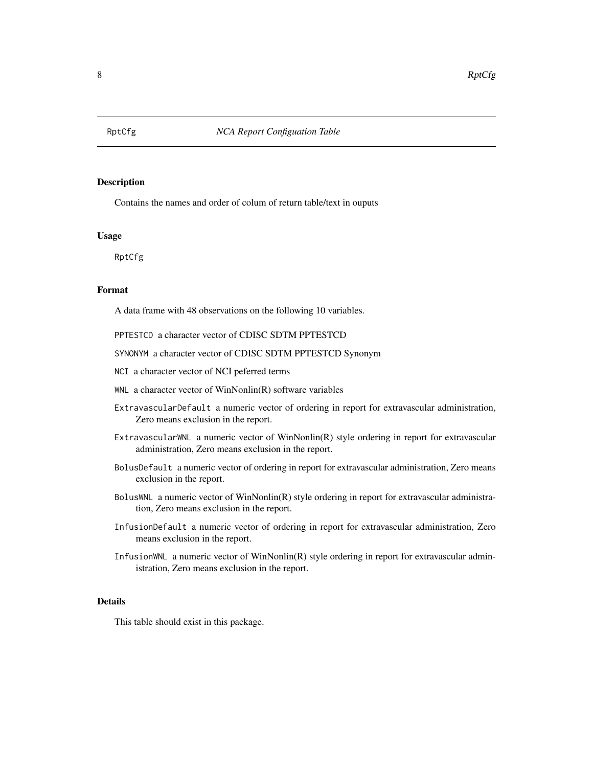# RptCfg — *NCA Report Configuation Table*

## Description

Contains the names and order of colum of return table/text in ouputs

## Usage

```
RptCfg
```

## Format

A data frame with 48 observations on the following 10 variables.

- `PPTESTCD` a character vector of CDISC SDTM PPTESTCD
- `SYNONYM` a character vector of CDISC SDTM PPTESTCD Synonym
- `NCI` a character vector of NCI peferred terms
- `WNL` a character vector of WinNonlin(R) software variables
- `ExtravascularDefault` a numeric vector of ordering in report for extravascular administration, Zero means exclusion in the report.
- `ExtravascularWNL` a numeric vector of WinNonlin(R) style ordering in report for extravascular administration, Zero means exclusion in the report.
- `BolusDefault` a numeric vector of ordering in report for extravascular administration, Zero means exclusion in the report.
- `BolusWNL` a numeric vector of WinNonlin(R) style ordering in report for extravascular administration, Zero means exclusion in the report.
- `InfusionDefault` a numeric vector of ordering in report for extravascular administration, Zero means exclusion in the report.
- `InfusionWNL` a numeric vector of WinNonlin(R) style ordering in report for extravascular administration, Zero means exclusion in the report.

## Details

This table should exist in this package.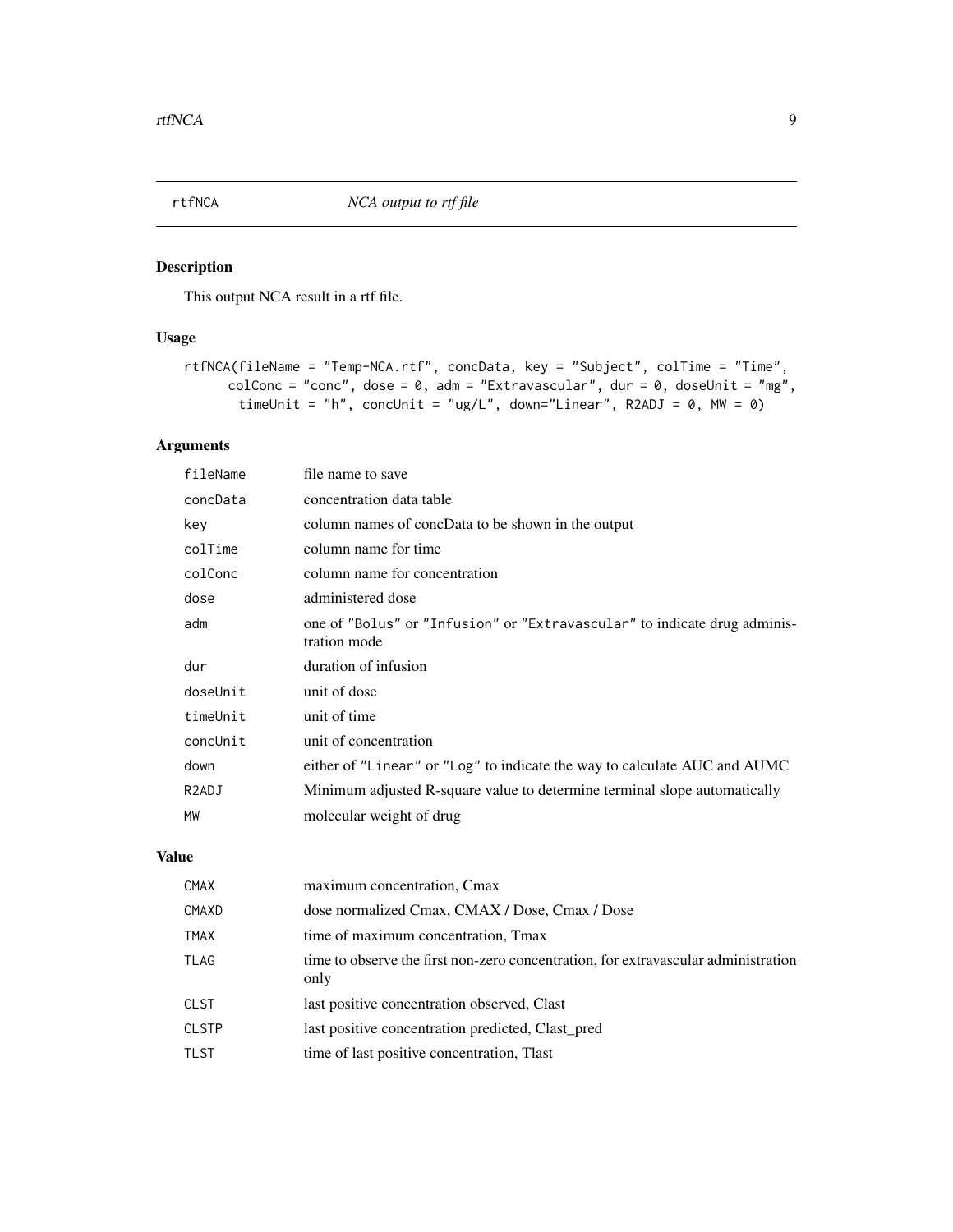# rtfNCA — *NCA output to rtf file*

## Description

This output NCA result in a rtf file.

## Usage

```
rtfNCA(fileName = "Temp-NCA.rtf", concData, key = "Subject", colTime = "Time",
      colConc = "conc", dose = 0, adm = "Extravascular", dur = 0, doseUnit = "mg",
       timeUnit = "h", concUnit = "ug/L", down="Linear", R2ADJ = 0, MW = 0)
```

## Arguments

| Argument | Description |
|---|---|
| `fileName` | file name to save |
| `concData` | concentration data table |
| `key` | column names of concData to be shown in the output |
| `colTime` | column name for time |
| `colConc` | column name for concentration |
| `dose` | administered dose |
| `adm` | one of `"Bolus"` or `"Infusion"` or `"Extravascular"` to indicate drug administration mode |
| `dur` | duration of infusion |
| `doseUnit` | unit of dose |
| `timeUnit` | unit of time |
| `concUnit` | unit of concentration |
| `down` | either of `"Linear"` or `"Log"` to indicate the way to calculate AUC and AUMC |
| `R2ADJ` | Minimum adjusted R-square value to determine terminal slope automatically |
| `MW` | molecular weight of drug |

## Value

| Value | Description |
|---|---|
| `CMAX` | maximum concentration, Cmax |
| `CMAXD` | dose normalized Cmax, CMAX / Dose, Cmax / Dose |
| `TMAX` | time of maximum concentration, Tmax |
| `TLAG` | time to observe the first non-zero concentration, for extravascular administration only |
| `CLST` | last positive concentration observed, Clast |
| `CLSTP` | last positive concentration predicted, Clast_pred |
| `TLST` | time of last positive concentration, Tlast |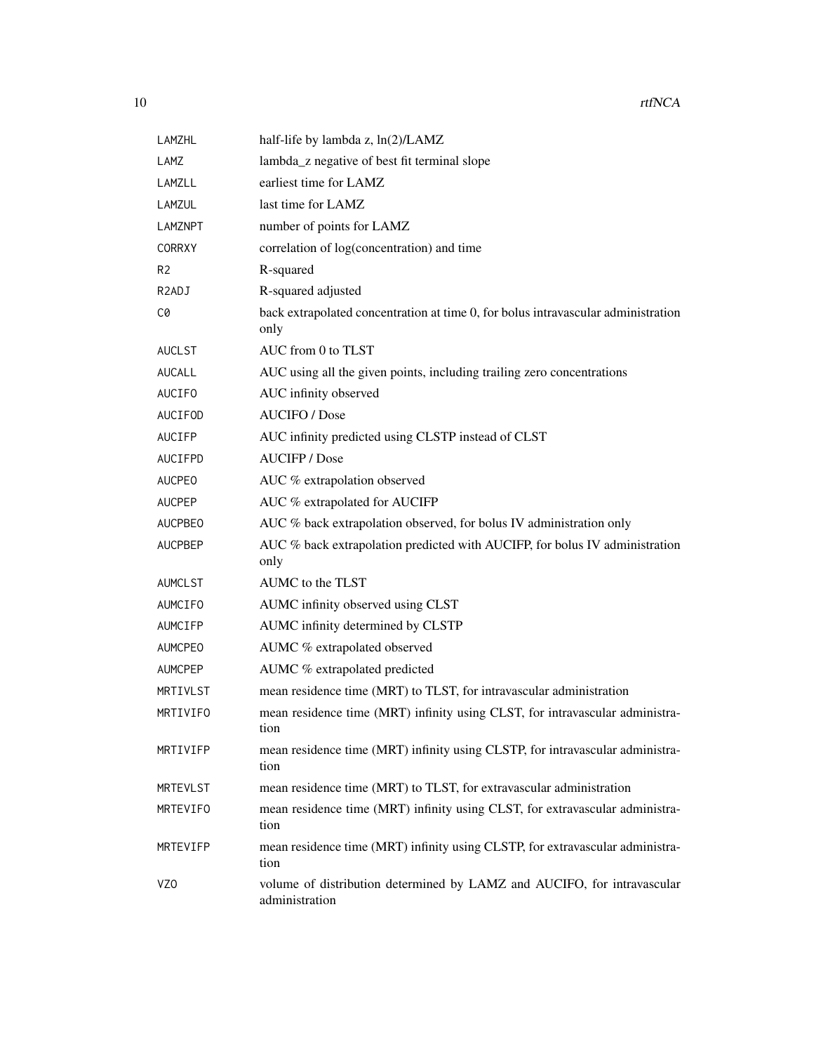| | |
|---|---|
| LAMZHL | half-life by lambda z, ln(2)/LAMZ |
| LAMZ | lambda_z negative of best fit terminal slope |
| LAMZLL | earliest time for LAMZ |
| LAMZUL | last time for LAMZ |
| LAMZNPT | number of points for LAMZ |
| CORRXY | correlation of log(concentration) and time |
| R2 | R-squared |
| R2ADJ | R-squared adjusted |
| C0 | back extrapolated concentration at time 0, for bolus intravascular administration only |
| AUCLST | AUC from 0 to TLST |
| AUCALL | AUC using all the given points, including trailing zero concentrations |
| AUCIFO | AUC infinity observed |
| AUCIFOD | AUCIFO / Dose |
| AUCIFP | AUC infinity predicted using CLSTP instead of CLST |
| AUCIFPD | AUCIFP / Dose |
| AUCPEO | AUC % extrapolation observed |
| AUCPEP | AUC % extrapolated for AUCIFP |
| AUCPBEO | AUC % back extrapolation observed, for bolus IV administration only |
| AUCPBEP | AUC % back extrapolation predicted with AUCIFP, for bolus IV administration only |
| AUMCLST | AUMC to the TLST |
| AUMCIFO | AUMC infinity observed using CLST |
| AUMCIFP | AUMC infinity determined by CLSTP |
| AUMCPEO | AUMC % extrapolated observed |
| AUMCPEP | AUMC % extrapolated predicted |
| MRTIVLST | mean residence time (MRT) to TLST, for intravascular administration |
| MRTIVIFO | mean residence time (MRT) infinity using CLST, for intravascular administration |
| MRTIVIFP | mean residence time (MRT) infinity using CLSTP, for intravascular administration |
| MRTEVLST | mean residence time (MRT) to TLST, for extravascular administration |
| MRTEVIFO | mean residence time (MRT) infinity using CLST, for extravascular administration |
| MRTEVIFP | mean residence time (MRT) infinity using CLSTP, for extravascular administration |
| VZO | volume of distribution determined by LAMZ and AUCIFO, for intravascular administration |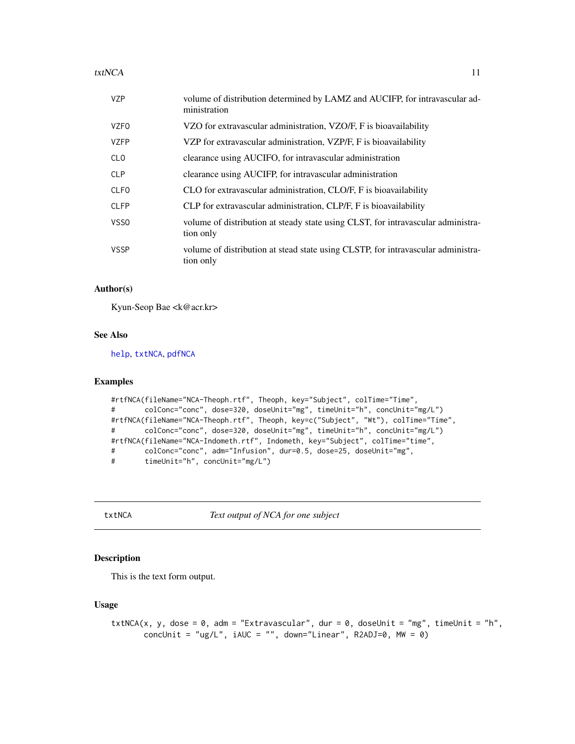| | |
|---|---|
| VZP | volume of distribution determined by LAMZ and AUCIFP, for intravascular administration |
| VZFO | VZO for extravascular administration, VZO/F, F is bioavailability |
| VZFP | VZP for extravascular administration, VZP/F, F is bioavailability |
| CLO | clearance using AUCIFO, for intravascular administration |
| CLP | clearance using AUCIFP, for intravascular administration |
| CLFO | CLO for extravascular administration, CLO/F, F is bioavailability |
| CLFP | CLP for extravascular administration, CLP/F, F is bioavailability |
| VSSO | volume of distribution at steady state using CLST, for intravascular administration only |
| VSSP | volume of distribution at stead state using CLSTP, for intravascular administration only |

### Author(s)

Kyun-Seop Bae <k@acr.kr>

### See Also

help, txtNCA, pdfNCA

### Examples

```
#rtfNCA(fileName="NCA-Theoph.rtf", Theoph, key="Subject", colTime="Time",
#       colConc="conc", dose=320, doseUnit="mg", timeUnit="h", concUnit="mg/L")
#rtfNCA(fileName="NCA-Theoph.rtf", Theoph, key=c("Subject", "Wt"), colTime="Time",
#       colConc="conc", dose=320, doseUnit="mg", timeUnit="h", concUnit="mg/L")
#rtfNCA(fileName="NCA-Indometh.rtf", Indometh, key="Subject", colTime="time",
#       colConc="conc", adm="Infusion", dur=0.5, dose=25, doseUnit="mg",
#       timeUnit="h", concUnit="mg/L")
```

---

## txtNCA — *Text output of NCA for one subject*

### Description

This is the text form output.

### Usage

```
txtNCA(x, y, dose = 0, adm = "Extravascular", dur = 0, doseUnit = "mg", timeUnit = "h",
       concUnit = "ug/L", iAUC = "", down="Linear", R2ADJ=0, MW = 0)
```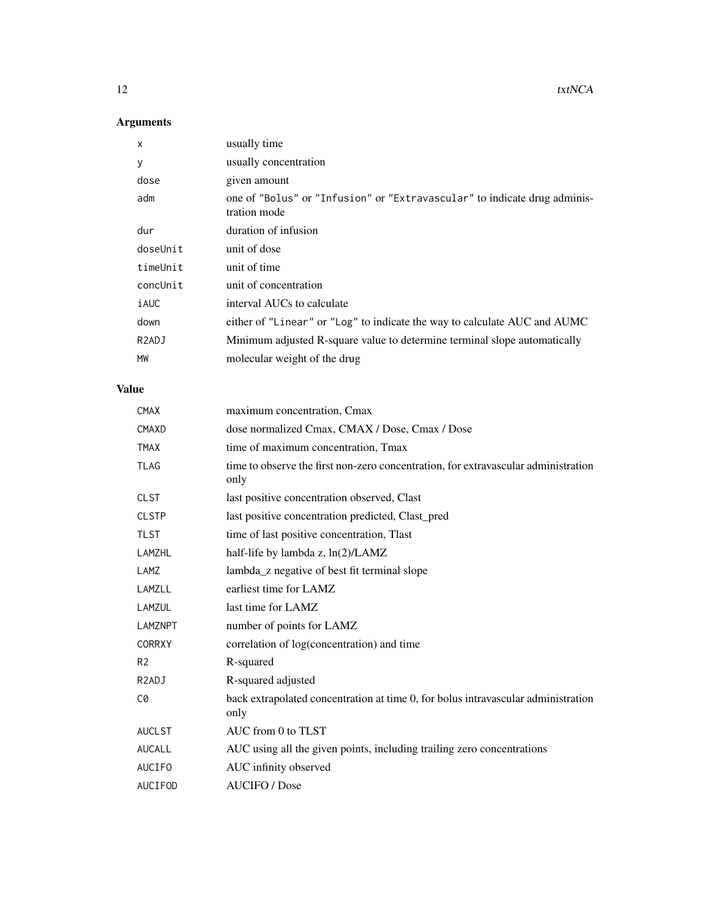## Arguments

| | |
|---|---|
| `x` | usually time |
| `y` | usually concentration |
| `dose` | given amount |
| `adm` | one of "Bolus" or "Infusion" or "Extravascular" to indicate drug administration mode |
| `dur` | duration of infusion |
| `doseUnit` | unit of dose |
| `timeUnit` | unit of time |
| `concUnit` | unit of concentration |
| `iAUC` | interval AUCs to calculate |
| `down` | either of "Linear" or "Log" to indicate the way to calculate AUC and AUMC |
| `R2ADJ` | Minimum adjusted R-square value to determine terminal slope automatically |
| `MW` | molecular weight of the drug |

## Value

| | |
|---|---|
| `CMAX` | maximum concentration, Cmax |
| `CMAXD` | dose normalized Cmax, CMAX / Dose, Cmax / Dose |
| `TMAX` | time of maximum concentration, Tmax |
| `TLAG` | time to observe the first non-zero concentration, for extravascular administration only |
| `CLST` | last positive concentration observed, Clast |
| `CLSTP` | last positive concentration predicted, Clast_pred |
| `TLST` | time of last positive concentration, Tlast |
| `LAMZHL` | half-life by lambda z, ln(2)/LAMZ |
| `LAMZ` | lambda_z negative of best fit terminal slope |
| `LAMZLL` | earliest time for LAMZ |
| `LAMZUL` | last time for LAMZ |
| `LAMZNPT` | number of points for LAMZ |
| `CORRXY` | correlation of log(concentration) and time |
| `R2` | R-squared |
| `R2ADJ` | R-squared adjusted |
| `C0` | back extrapolated concentration at time 0, for bolus intravascular administration only |
| `AUCLST` | AUC from 0 to TLST |
| `AUCALL` | AUC using all the given points, including trailing zero concentrations |
| `AUCIFO` | AUC infinity observed |
| `AUCIFOD` | AUCIFO / Dose |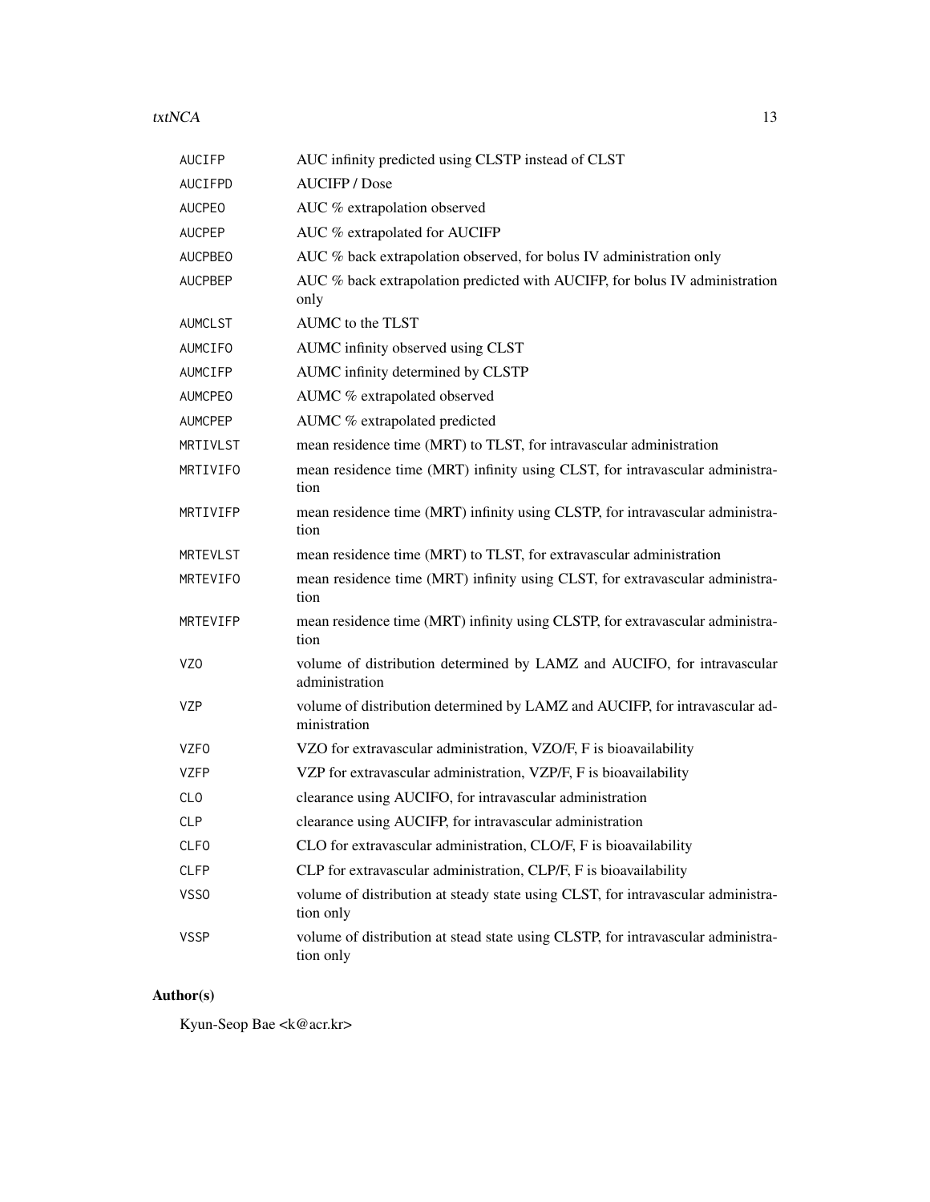| | |
|---|---|
| AUCIFP | AUC infinity predicted using CLSTP instead of CLST |
| AUCIFPD | AUCIFP / Dose |
| AUCPEO | AUC % extrapolation observed |
| AUCPEP | AUC % extrapolated for AUCIFP |
| AUCPBEO | AUC % back extrapolation observed, for bolus IV administration only |
| AUCPBEP | AUC % back extrapolation predicted with AUCIFP, for bolus IV administration only |
| AUMCLST | AUMC to the TLST |
| AUMCIFO | AUMC infinity observed using CLST |
| AUMCIFP | AUMC infinity determined by CLSTP |
| AUMCPEO | AUMC % extrapolated observed |
| AUMCPEP | AUMC % extrapolated predicted |
| MRTIVLST | mean residence time (MRT) to TLST, for intravascular administration |
| MRTIVIFO | mean residence time (MRT) infinity using CLST, for intravascular administration |
| MRTIVIFP | mean residence time (MRT) infinity using CLSTP, for intravascular administration |
| MRTEVLST | mean residence time (MRT) to TLST, for extravascular administration |
| MRTEVIFO | mean residence time (MRT) infinity using CLST, for extravascular administration |
| MRTEVIFP | mean residence time (MRT) infinity using CLSTP, for extravascular administration |
| VZO | volume of distribution determined by LAMZ and AUCIFO, for intravascular administration |
| VZP | volume of distribution determined by LAMZ and AUCIFP, for intravascular administration |
| VZFO | VZO for extravascular administration, VZO/F, F is bioavailability |
| VZFP | VZP for extravascular administration, VZP/F, F is bioavailability |
| CLO | clearance using AUCIFO, for intravascular administration |
| CLP | clearance using AUCIFP, for intravascular administration |
| CLFO | CLO for extravascular administration, CLO/F, F is bioavailability |
| CLFP | CLP for extravascular administration, CLP/F, F is bioavailability |
| VSSO | volume of distribution at steady state using CLST, for intravascular administration only |
| VSSP | volume of distribution at stead state using CLSTP, for intravascular administration only |

## Author(s)

Kyun-Seop Bae <k@acr.kr>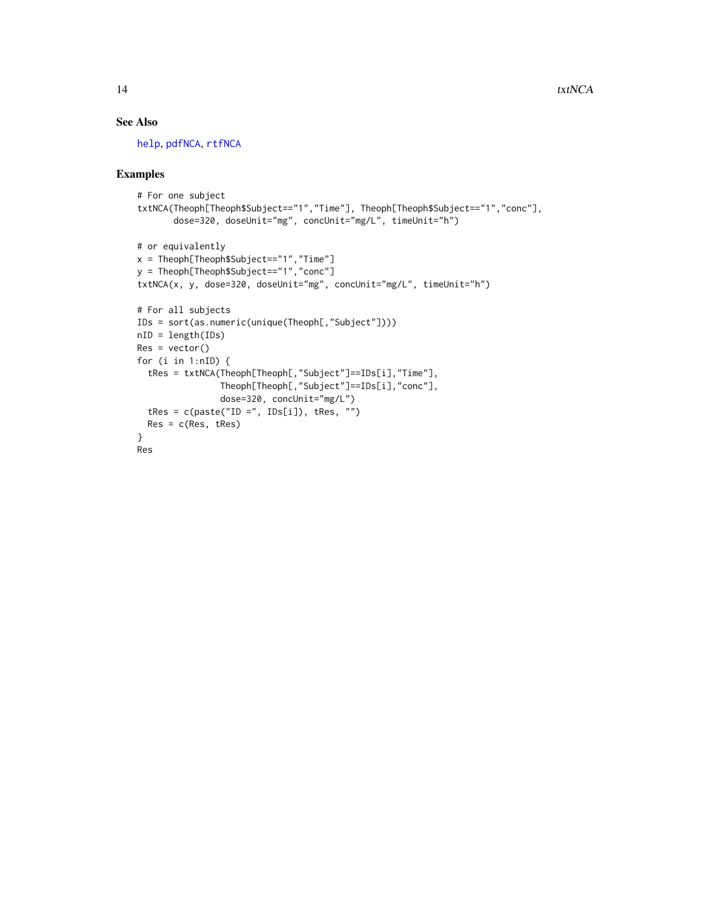## See Also

help, pdfNCA, rtfNCA

## Examples

```
# For one subject
txtNCA(Theoph[Theoph$Subject=="1","Time"], Theoph[Theoph$Subject=="1","conc"],
       dose=320, doseUnit="mg", concUnit="mg/L", timeUnit="h")

# or equivalently
x = Theoph[Theoph$Subject=="1","Time"]
y = Theoph[Theoph$Subject=="1","conc"]
txtNCA(x, y, dose=320, doseUnit="mg", concUnit="mg/L", timeUnit="h")

# For all subjects
IDs = sort(as.numeric(unique(Theoph[,"Subject"])))
nID = length(IDs)
Res = vector()
for (i in 1:nID) {
  tRes = txtNCA(Theoph[Theoph[,"Subject"]==IDs[i],"Time"],
                Theoph[Theoph[,"Subject"]==IDs[i],"conc"],
                dose=320, concUnit="mg/L")
  tRes = c(paste("ID =", IDs[i]), tRes, "")
  Res = c(Res, tRes)
}
Res
```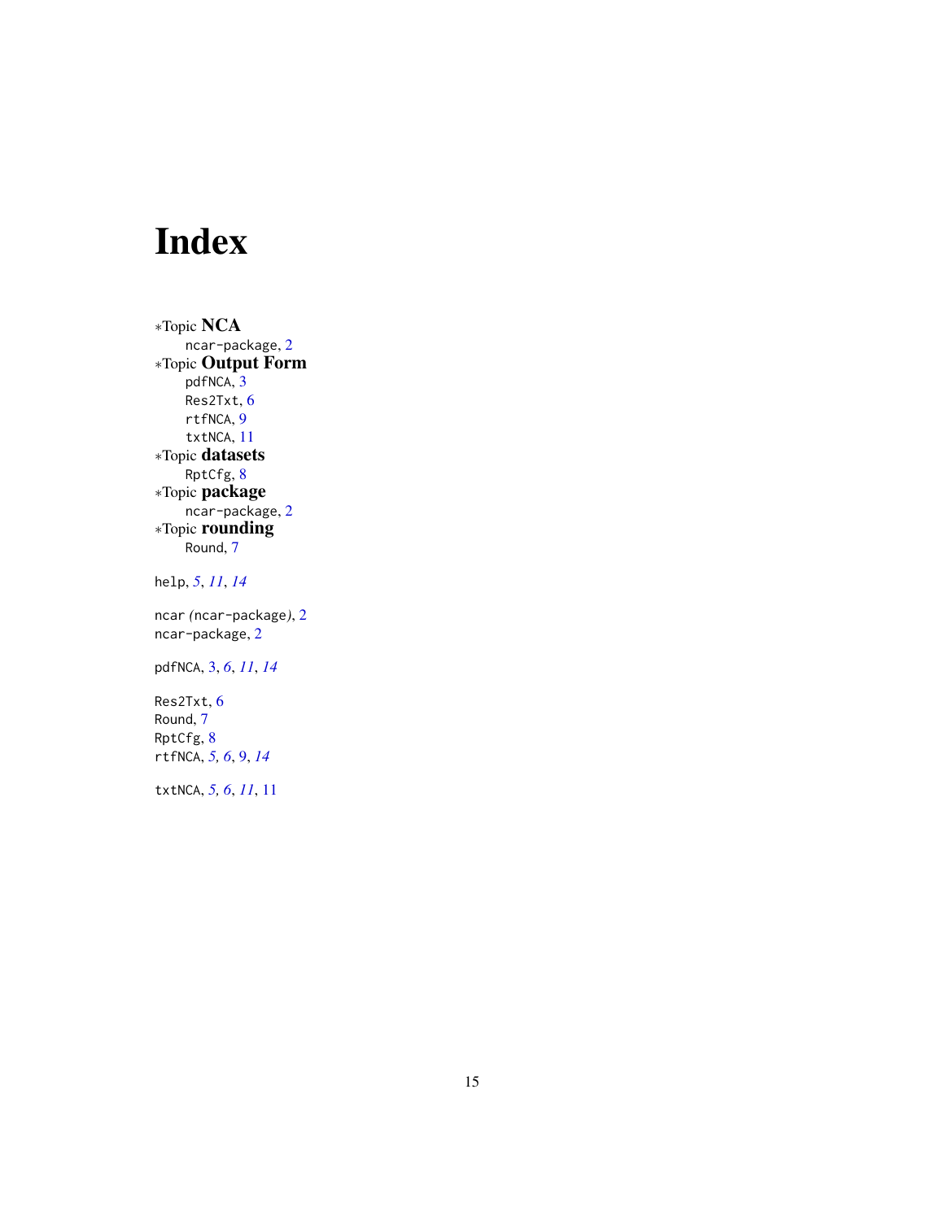# Index

*Topic **NCA**
    ncar-package, 2
*Topic **Output Form**
    pdfNCA, 3
    Res2Txt, 6
    rtfNCA, 9
    txtNCA, 11
*Topic **datasets**
    RptCfg, 8
*Topic **package**
    ncar-package, 2
*Topic **rounding**
    Round, 7

help, *5*, *11*, *14*

ncar *(*ncar-package*)*, 2
ncar-package, 2

pdfNCA, 3, *6*, *11*, *14*

Res2Txt, 6
Round, 7
RptCfg, 8
rtfNCA, *5, 6*, 9, *14*

txtNCA, *5, 6*, *11*, 11